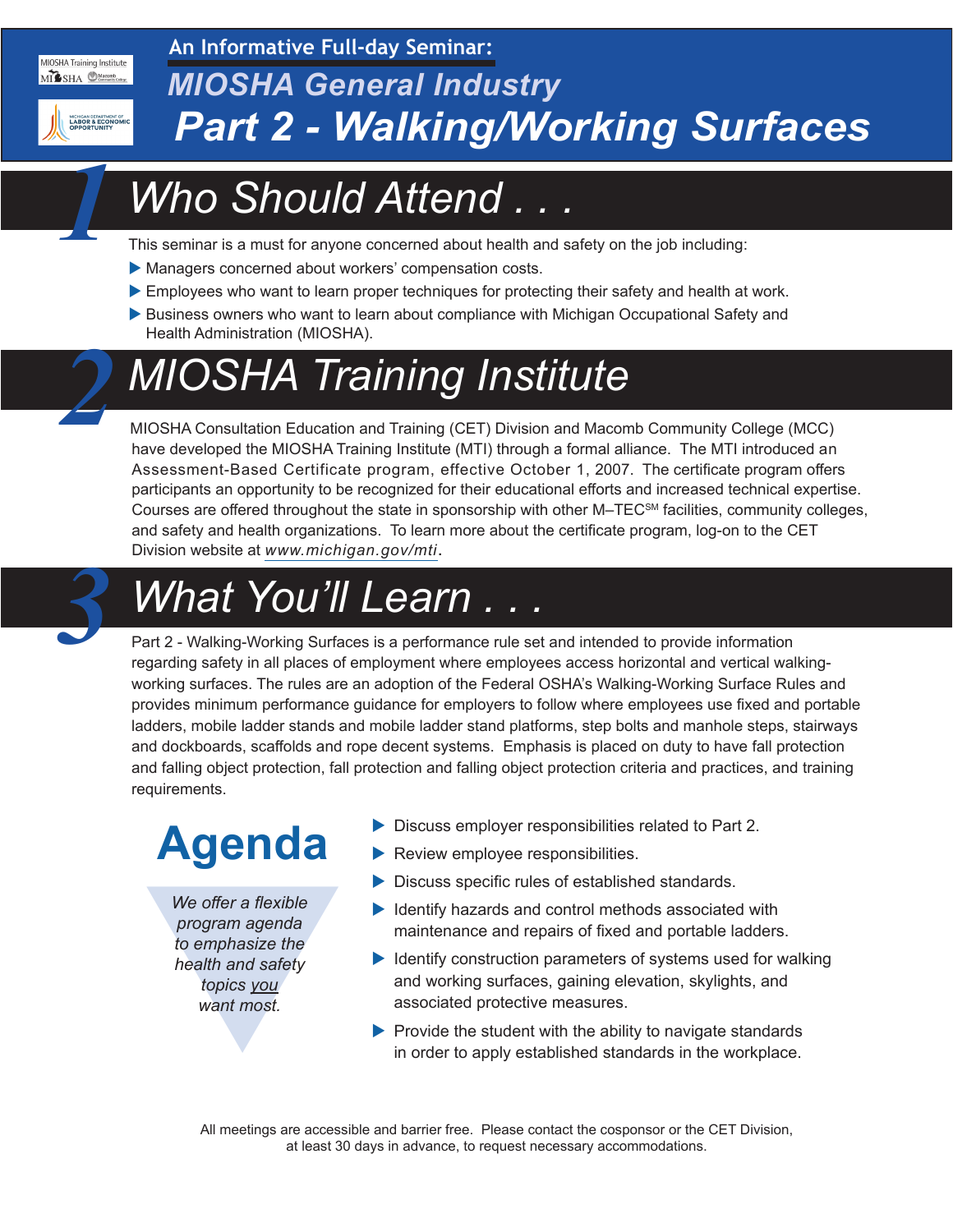An Informative Full-day Seminar:

# MIOSHA General Industry
# Part 2 - Walking/Working Surfaces

## 1 Who Should Attend . . .

This seminar is a must for anyone concerned about health and safety on the job including:

- Managers concerned about workers' compensation costs.
- Employees who want to learn proper techniques for protecting their safety and health at work.
- Business owners who want to learn about compliance with Michigan Occupational Safety and Health Administration (MIOSHA).

## 2 MIOSHA Training Institute

MIOSHA Consultation Education and Training (CET) Division and Macomb Community College (MCC) have developed the MIOSHA Training Institute (MTI) through a formal alliance. The MTI introduced an Assessment-Based Certificate program, effective October 1, 2007. The certificate program offers participants an opportunity to be recognized for their educational efforts and increased technical expertise. Courses are offered throughout the state in sponsorship with other M–TEC[SM] facilities, community colleges, and safety and health organizations. To learn more about the certificate program, log-on to the CET Division website at *www.michigan.gov/mti*.

## 3 What You'll Learn . . .

Part 2 - Walking-Working Surfaces is a performance rule set and intended to provide information regarding safety in all places of employment where employees access horizontal and vertical walking-working surfaces. The rules are an adoption of the Federal OSHA's Walking-Working Surface Rules and provides minimum performance guidance for employers to follow where employees use fixed and portable ladders, mobile ladder stands and mobile ladder stand platforms, step bolts and manhole steps, stairways and dockboards, scaffolds and rope decent systems. Emphasis is placed on duty to have fall protection and falling object protection, fall protection and falling object protection criteria and practices, and training requirements.

## Agenda

*We offer a flexible program agenda to emphasize the health and safety topics you want most.*

- Discuss employer responsibilities related to Part 2.
- Review employee responsibilities.
- Discuss specific rules of established standards.
- Identify hazards and control methods associated with maintenance and repairs of fixed and portable ladders.
- Identify construction parameters of systems used for walking and working surfaces, gaining elevation, skylights, and associated protective measures.
- Provide the student with the ability to navigate standards in order to apply established standards in the workplace.

All meetings are accessible and barrier free. Please contact the cosponsor or the CET Division, at least 30 days in advance, to request necessary accommodations.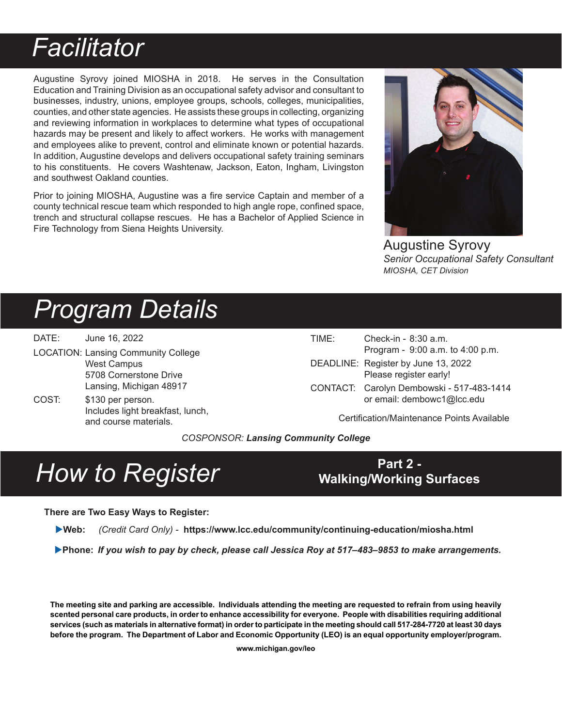# Facilitator

Augustine Syrovy joined MIOSHA in 2018. He serves in the Consultation Education and Training Division as an occupational safety advisor and consultant to businesses, industry, unions, employee groups, schools, colleges, municipalities, counties, and other state agencies. He assists these groups in collecting, organizing and reviewing information in workplaces to determine what types of occupational hazards may be present and likely to affect workers. He works with management and employees alike to prevent, control and eliminate known or potential hazards. In addition, Augustine develops and delivers occupational safety training seminars to his constituents. He covers Washtenaw, Jackson, Eaton, Ingham, Livingston and southwest Oakland counties.

Prior to joining MIOSHA, Augustine was a fire service Captain and member of a county technical rescue team which responded to high angle rope, confined space, trench and structural collapse rescues. He has a Bachelor of Applied Science in Fire Technology from Siena Heights University.

Augustine Syrovy
*Senior Occupational Safety Consultant*
*MIOSHA, CET Division*

# Program Details

| | |
|---|---|
| DATE: | June 16, 2022 |
| LOCATION: | Lansing Community College<br>West Campus<br>5708 Cornerstone Drive<br>Lansing, Michigan 48917 |
| COST: | $130 per person.<br>Includes light breakfast, lunch, and course materials. |
| TIME: | Check-in - 8:30 a.m.<br>Program - 9:00 a.m. to 4:00 p.m. |
| DEADLINE: | Register by June 13, 2022<br>Please register early! |
| CONTACT: | Carolyn Dembowski - 517-483-1414<br>or email: dembowc1@lcc.edu |

Certification/Maintenance Points Available

*COSPONSOR:* ***Lansing Community College***

# How to Register

**Part 2 - Walking/Working Surfaces**

**There are Two Easy Ways to Register:**

- **Web:** *(Credit Card Only)* - **https://www.lcc.edu/community/continuing-education/miosha.html**
- **Phone:** ***If you wish to pay by check, please call Jessica Roy at 517–483–9853 to make arrangements.***

**The meeting site and parking are accessible. Individuals attending the meeting are requested to refrain from using heavily scented personal care products, in order to enhance accessibility for everyone. People with disabilities requiring additional services (such as materials in alternative format) in order to participate in the meeting should call 517-284-7720 at least 30 days before the program. The Department of Labor and Economic Opportunity (LEO) is an equal opportunity employer/program.**

**www.michigan.gov/leo**